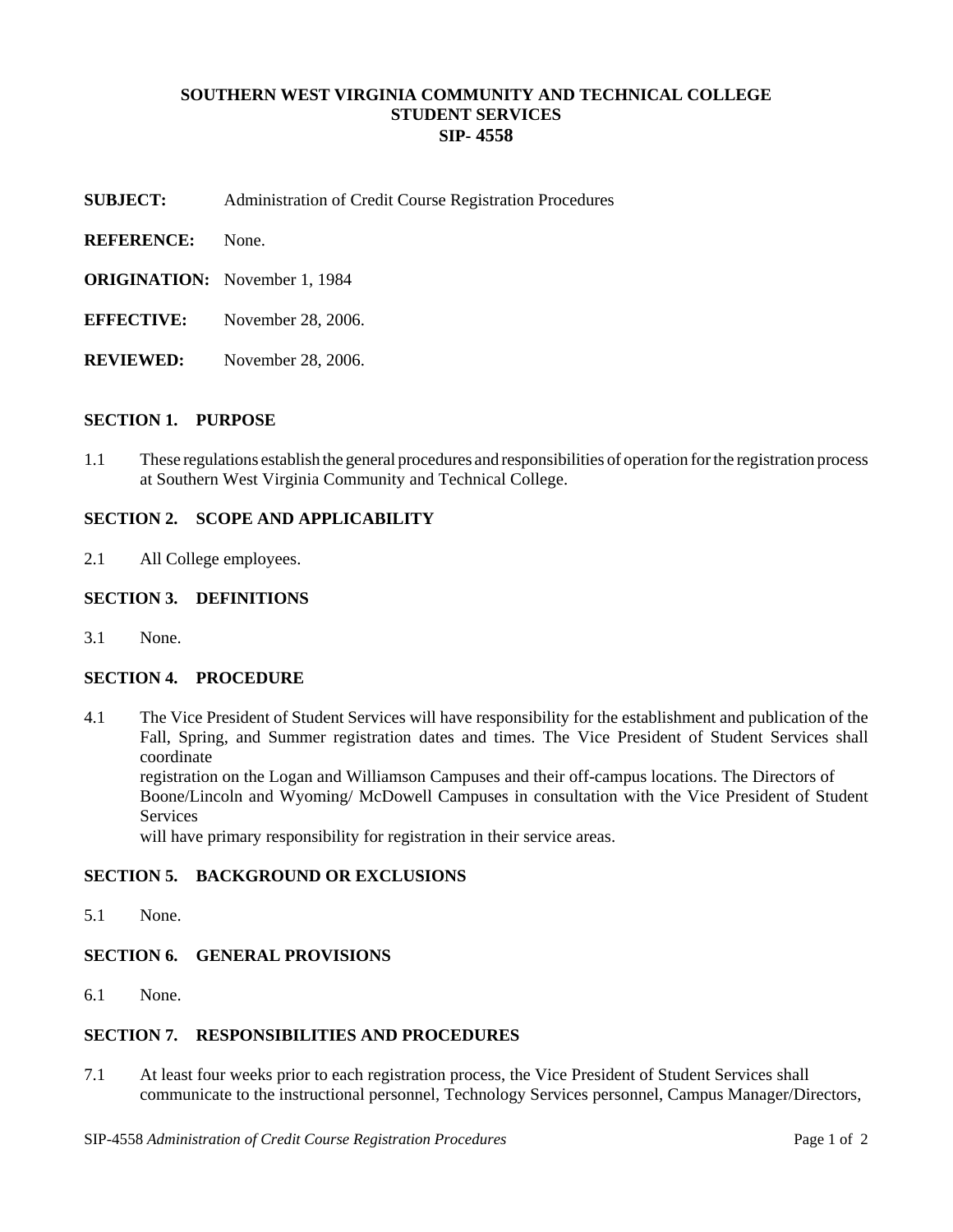**SOUTHERN WEST VIRGINIA COMMUNITY AND TECHNICAL COLLEGE**
**STUDENT SERVICES**
**SIP- 4558**

**SUBJECT:** Administration of Credit Course Registration Procedures

**REFERENCE:** None.

**ORIGINATION:** November 1, 1984

**EFFECTIVE:** November 28, 2006.

**REVIEWED:** November 28, 2006.

## SECTION 1. PURPOSE

1.1 These regulations establish the general procedures and responsibilities of operation for the registration process at Southern West Virginia Community and Technical College.

## SECTION 2. SCOPE AND APPLICABILITY

2.1 All College employees.

## SECTION 3. DEFINITIONS

3.1 None.

## SECTION 4. PROCEDURE

4.1 The Vice President of Student Services will have responsibility for the establishment and publication of the Fall, Spring, and Summer registration dates and times. The Vice President of Student Services shall coordinate registration on the Logan and Williamson Campuses and their off-campus locations. The Directors of Boone/Lincoln and Wyoming/ McDowell Campuses in consultation with the Vice President of Student Services will have primary responsibility for registration in their service areas.

## SECTION 5. BACKGROUND OR EXCLUSIONS

5.1 None.

## SECTION 6. GENERAL PROVISIONS

6.1 None.

## SECTION 7. RESPONSIBILITIES AND PROCEDURES

7.1 At least four weeks prior to each registration process, the Vice President of Student Services shall communicate to the instructional personnel, Technology Services personnel, Campus Manager/Directors,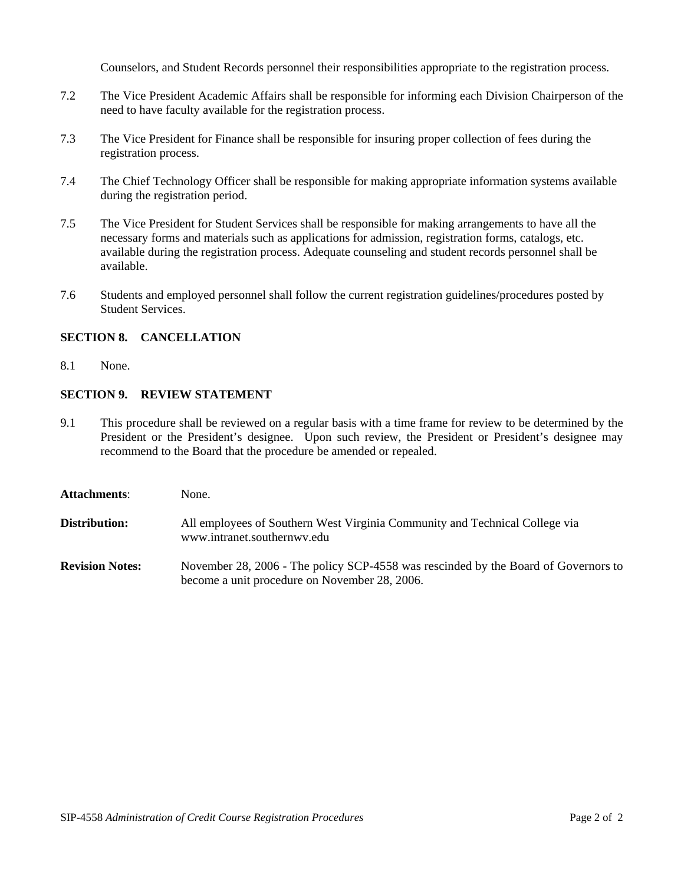Counselors, and Student Records personnel their responsibilities appropriate to the registration process.

7.2 The Vice President Academic Affairs shall be responsible for informing each Division Chairperson of the need to have faculty available for the registration process.

7.3 The Vice President for Finance shall be responsible for insuring proper collection of fees during the registration process.

7.4 The Chief Technology Officer shall be responsible for making appropriate information systems available during the registration period.

7.5 The Vice President for Student Services shall be responsible for making arrangements to have all the necessary forms and materials such as applications for admission, registration forms, catalogs, etc. available during the registration process. Adequate counseling and student records personnel shall be available.

7.6 Students and employed personnel shall follow the current registration guidelines/procedures posted by Student Services.

**SECTION 8. CANCELLATION**

8.1 None.

**SECTION 9. REVIEW STATEMENT**

9.1 This procedure shall be reviewed on a regular basis with a time frame for review to be determined by the President or the President's designee. Upon such review, the President or President's designee may recommend to the Board that the procedure be amended or repealed.

**Attachments**: None.

**Distribution:** All employees of Southern West Virginia Community and Technical College via www.intranet.southernwv.edu

**Revision Notes:** November 28, 2006 - The policy SCP-4558 was rescinded by the Board of Governors to become a unit procedure on November 28, 2006.